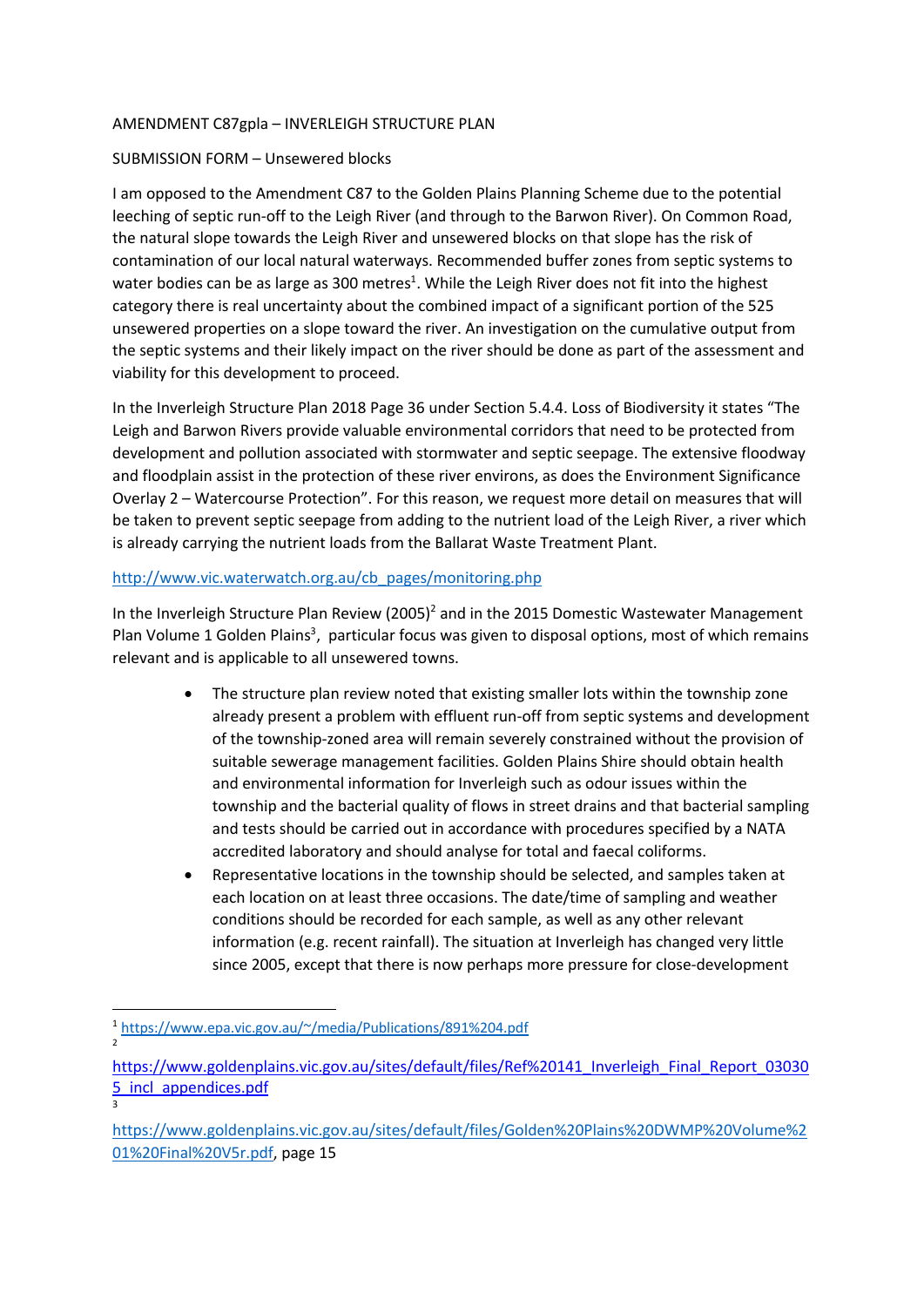AMENDMENT C87gpla – INVERLEIGH STRUCTURE PLAN

SUBMISSION FORM – Unsewered blocks

I am opposed to the Amendment C87 to the Golden Plains Planning Scheme due to the potential leeching of septic run-off to the Leigh River (and through to the Barwon River). On Common Road, the natural slope towards the Leigh River and unsewered blocks on that slope has the risk of contamination of our local natural waterways. Recommended buffer zones from septic systems to water bodies can be as large as 300 metres[1]. While the Leigh River does not fit into the highest category there is real uncertainty about the combined impact of a significant portion of the 525 unsewered properties on a slope toward the river. An investigation on the cumulative output from the septic systems and their likely impact on the river should be done as part of the assessment and viability for this development to proceed.

In the Inverleigh Structure Plan 2018 Page 36 under Section 5.4.4. Loss of Biodiversity it states "The Leigh and Barwon Rivers provide valuable environmental corridors that need to be protected from development and pollution associated with stormwater and septic seepage. The extensive floodway and floodplain assist in the protection of these river environs, as does the Environment Significance Overlay 2 – Watercourse Protection". For this reason, we request more detail on measures that will be taken to prevent septic seepage from adding to the nutrient load of the Leigh River, a river which is already carrying the nutrient loads from the Ballarat Waste Treatment Plant.

http://www.vic.waterwatch.org.au/cb_pages/monitoring.php

In the Inverleigh Structure Plan Review (2005)[2] and in the 2015 Domestic Wastewater Management Plan Volume 1 Golden Plains[3], particular focus was given to disposal options, most of which remains relevant and is applicable to all unsewered towns.

- The structure plan review noted that existing smaller lots within the township zone already present a problem with effluent run-off from septic systems and development of the township-zoned area will remain severely constrained without the provision of suitable sewerage management facilities. Golden Plains Shire should obtain health and environmental information for Inverleigh such as odour issues within the township and the bacterial quality of flows in street drains and that bacterial sampling and tests should be carried out in accordance with procedures specified by a NATA accredited laboratory and should analyse for total and faecal coliforms.
- Representative locations in the township should be selected, and samples taken at each location on at least three occasions. The date/time of sampling and weather conditions should be recorded for each sample, as well as any other relevant information (e.g. recent rainfall). The situation at Inverleigh has changed very little since 2005, except that there is now perhaps more pressure for close-development

---

[1] https://www.epa.vic.gov.au/~/media/Publications/891%204.pdf

[2] https://www.goldenplains.vic.gov.au/sites/default/files/Ref%20141_Inverleigh_Final_Report_030305_incl_appendices.pdf

[3] https://www.goldenplains.vic.gov.au/sites/default/files/Golden%20Plains%20DWMP%20Volume%201%20Final%20V5r.pdf, page 15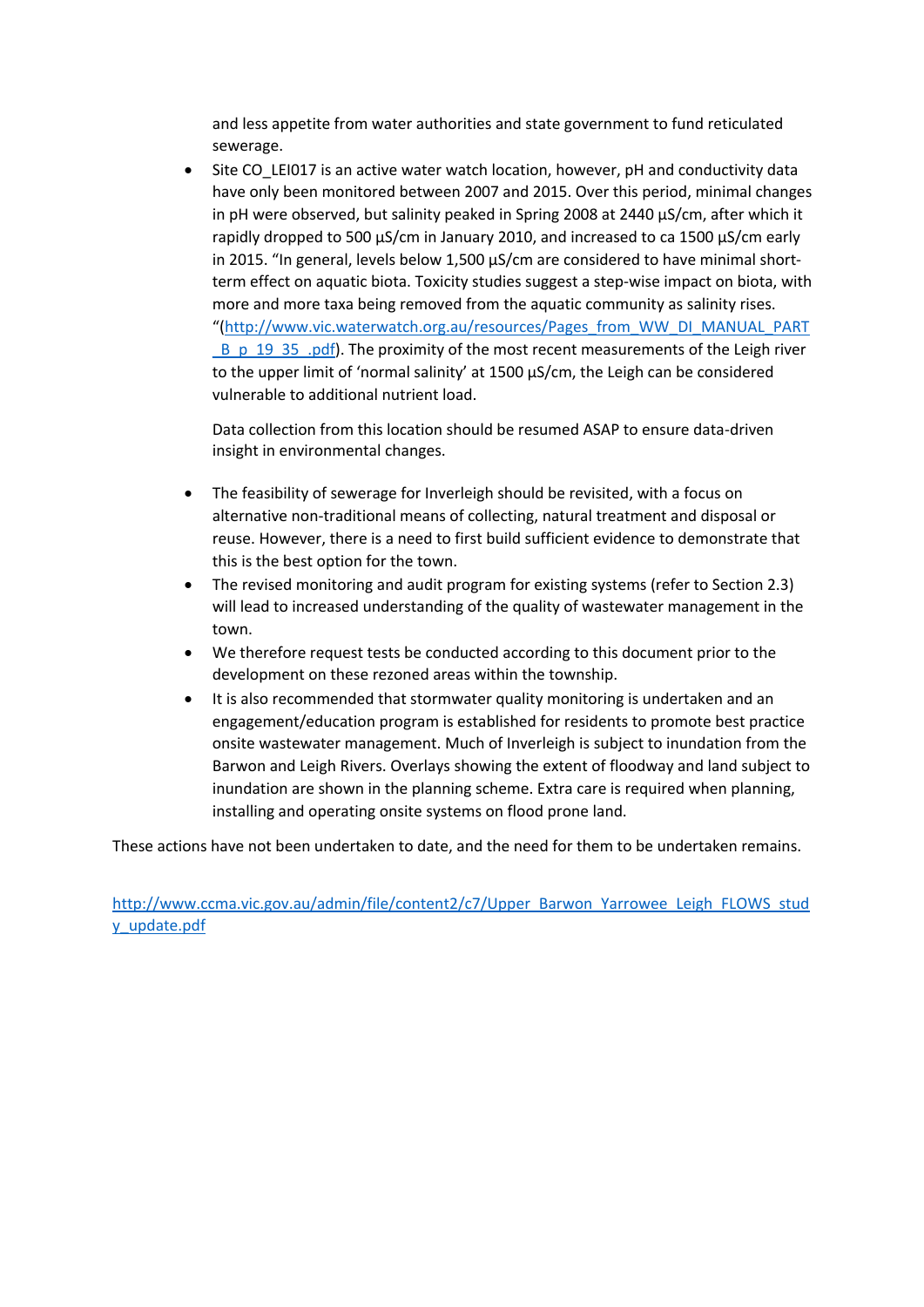and less appetite from water authorities and state government to fund reticulated sewerage.

- Site CO_LEI017 is an active water watch location, however, pH and conductivity data have only been monitored between 2007 and 2015. Over this period, minimal changes in pH were observed, but salinity peaked in Spring 2008 at 2440 µS/cm, after which it rapidly dropped to 500 µS/cm in January 2010, and increased to ca 1500 µS/cm early in 2015. "In general, levels below 1,500 µS/cm are considered to have minimal short-term effect on aquatic biota. Toxicity studies suggest a step-wise impact on biota, with more and more taxa being removed from the aquatic community as salinity rises. "(http://www.vic.waterwatch.org.au/resources/Pages_from_WW_DI_MANUAL_PART_B_p_19_35_.pdf). The proximity of the most recent measurements of the Leigh river to the upper limit of 'normal salinity' at 1500 µS/cm, the Leigh can be considered vulnerable to additional nutrient load.

  Data collection from this location should be resumed ASAP to ensure data-driven insight in environmental changes.

- The feasibility of sewerage for Inverleigh should be revisited, with a focus on alternative non-traditional means of collecting, natural treatment and disposal or reuse. However, there is a need to first build sufficient evidence to demonstrate that this is the best option for the town.
- The revised monitoring and audit program for existing systems (refer to Section 2.3) will lead to increased understanding of the quality of wastewater management in the town.
- We therefore request tests be conducted according to this document prior to the development on these rezoned areas within the township.
- It is also recommended that stormwater quality monitoring is undertaken and an engagement/education program is established for residents to promote best practice onsite wastewater management. Much of Inverleigh is subject to inundation from the Barwon and Leigh Rivers. Overlays showing the extent of floodway and land subject to inundation are shown in the planning scheme. Extra care is required when planning, installing and operating onsite systems on flood prone land.

These actions have not been undertaken to date, and the need for them to be undertaken remains.

http://www.ccma.vic.gov.au/admin/file/content2/c7/Upper_Barwon_Yarrowee_Leigh_FLOWS_study_update.pdf